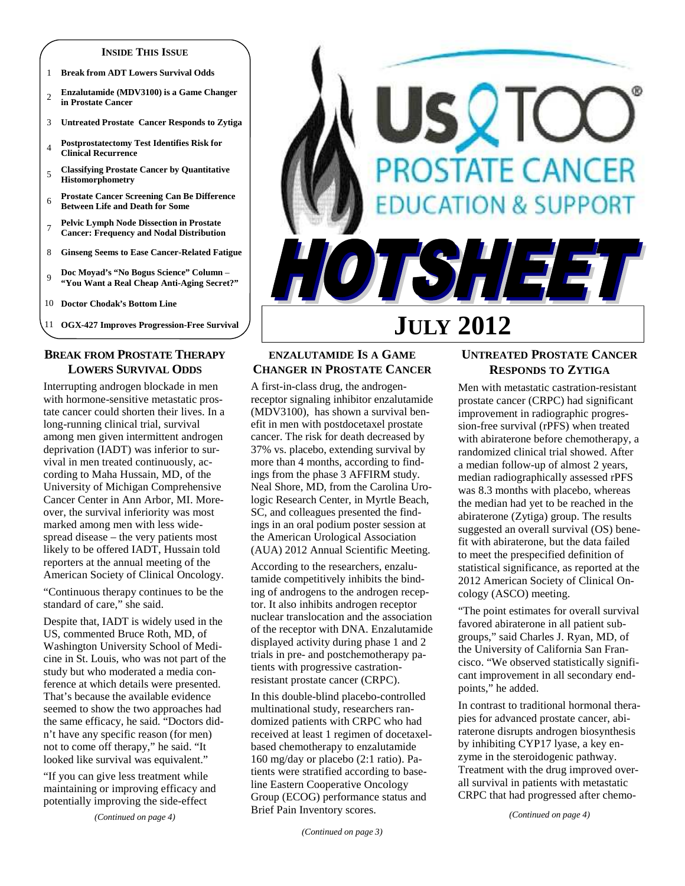**INSIDE THIS ISSUE**

1 **Break from ADT Lowers Survival Odds**

2 **Enzalutamide (MDV3100) is a Game Changer in Prostate Cancer**

3 **Untreated Prostate Cancer Responds to Zytiga**

4 **Postprostatectomy Test Identifies Risk for Clinical Recurrence**

5 **Classifying Prostate Cancer by Quantitative Histomorphometry**

6 **Prostate Cancer Screening Can Be Difference Between Life and Death for Some**

7 **Pelvic Lymph Node Dissection in Prostate Cancer: Frequency and Nodal Distribution**

8 **Ginseng Seems to Ease Cancer-Related Fatigue**

9 **Doc Moyad's "No Bogus Science" Column – "You Want a Real Cheap Anti-Aging Secret?"**

10 **Doctor Chodak's Bottom Line**

11 **OGX-427 Improves Progression-Free Survival**

# US TOO® PROSTATE CANCER EDUCATION & SUPPORT

# HOTSHEET

# JULY 2012

## BREAK FROM PROSTATE THERAPY LOWERS SURVIVAL ODDS

Interrupting androgen blockade in men with hormone-sensitive metastatic prostate cancer could shorten their lives. In a long-running clinical trial, survival among men given intermittent androgen deprivation (IADT) was inferior to survival in men treated continuously, according to Maha Hussain, MD, of the University of Michigan Comprehensive Cancer Center in Ann Arbor, MI. Moreover, the survival inferiority was most marked among men with less widespread disease – the very patients most likely to be offered IADT, Hussain told reporters at the annual meeting of the American Society of Clinical Oncology.

"Continuous therapy continues to be the standard of care," she said.

Despite that, IADT is widely used in the US, commented Bruce Roth, MD, of Washington University School of Medicine in St. Louis, who was not part of the study but who moderated a media conference at which details were presented. That's because the available evidence seemed to show the two approaches had the same efficacy, he said. "Doctors didn't have any specific reason (for men) not to come off therapy," he said. "It looked like survival was equivalent."

"If you can give less treatment while maintaining or improving efficacy and potentially improving the side-effect

*(Continued on page 4)*

## ENZALUTAMIDE IS A GAME CHANGER IN PROSTATE CANCER

A first-in-class drug, the androgen-receptor signaling inhibitor enzalutamide (MDV3100), has shown a survival benefit in men with postdocetaxel prostate cancer. The risk for death decreased by 37% vs. placebo, extending survival by more than 4 months, according to findings from the phase 3 AFFIRM study. Neal Shore, MD, from the Carolina Urologic Research Center, in Myrtle Beach, SC, and colleagues presented the findings in an oral podium poster session at the American Urological Association (AUA) 2012 Annual Scientific Meeting.

According to the researchers, enzalutamide competitively inhibits the binding of androgens to the androgen receptor. It also inhibits androgen receptor nuclear translocation and the association of the receptor with DNA. Enzalutamide displayed activity during phase 1 and 2 trials in pre- and postchemotherapy patients with progressive castration-resistant prostate cancer (CRPC).

In this double-blind placebo-controlled multinational study, researchers randomized patients with CRPC who had received at least 1 regimen of docetaxel-based chemotherapy to enzalutamide 160 mg/day or placebo (2:1 ratio). Patients were stratified according to baseline Eastern Cooperative Oncology Group (ECOG) performance status and Brief Pain Inventory scores.

*(Continued on page 3)*

## UNTREATED PROSTATE CANCER RESPONDS TO ZYTIGA

Men with metastatic castration-resistant prostate cancer (CRPC) had significant improvement in radiographic progression-free survival (rPFS) when treated with abiraterone before chemotherapy, a randomized clinical trial showed. After a median follow-up of almost 2 years, median radiographically assessed rPFS was 8.3 months with placebo, whereas the median had yet to be reached in the abiraterone (Zytiga) group. The results suggested an overall survival (OS) benefit with abiraterone, but the data failed to meet the prespecified definition of statistical significance, as reported at the 2012 American Society of Clinical Oncology (ASCO) meeting.

"The point estimates for overall survival favored abiraterone in all patient subgroups," said Charles J. Ryan, MD, of the University of California San Francisco. "We observed statistically significant improvement in all secondary endpoints," he added.

In contrast to traditional hormonal therapies for advanced prostate cancer, abiraterone disrupts androgen biosynthesis by inhibiting CYP17 lyase, a key enzyme in the steroidogenic pathway. Treatment with the drug improved overall survival in patients with metastatic CRPC that had progressed after chemo-

*(Continued on page 4)*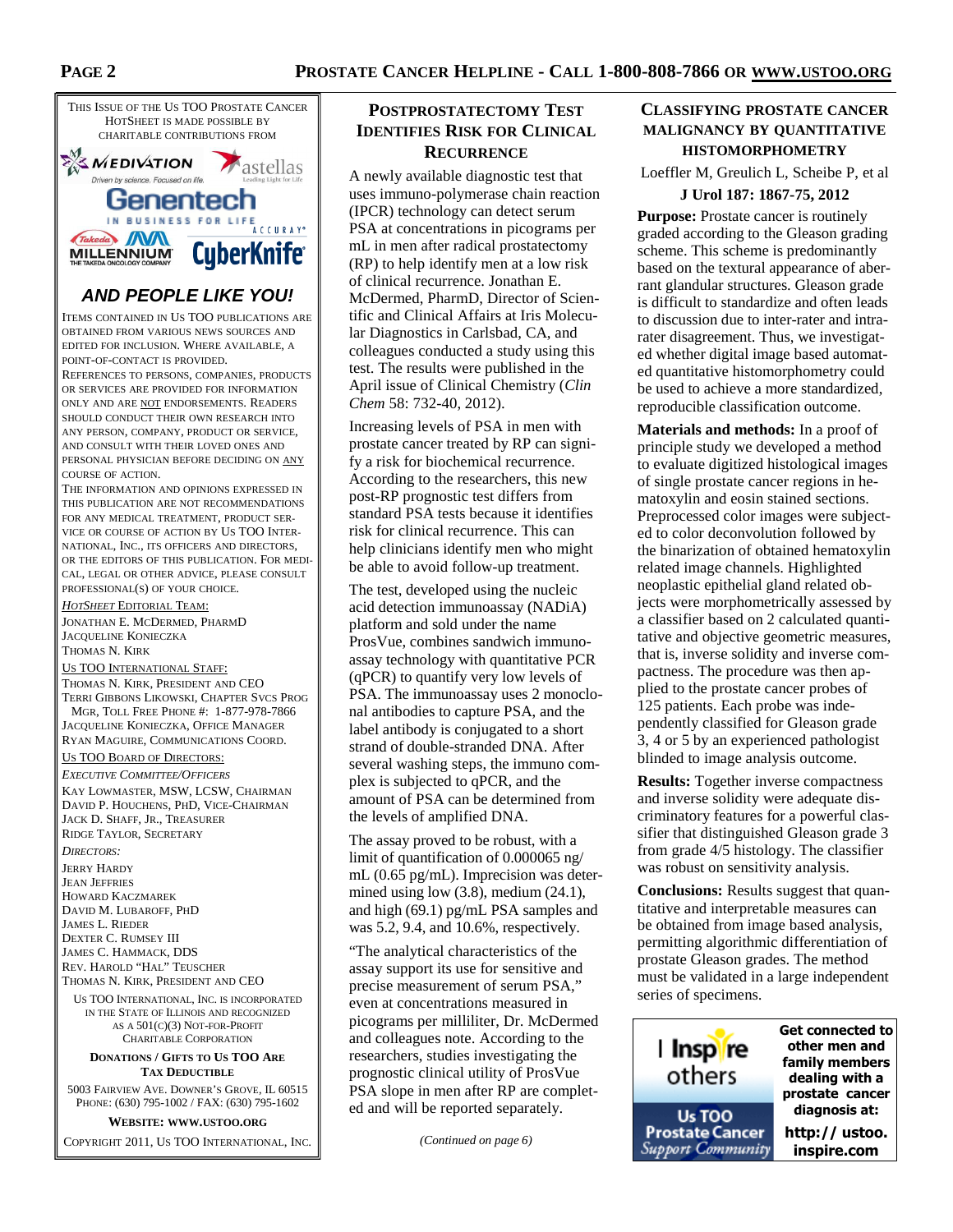THIS ISSUE OF THE US TOO PROSTATE CANCER HOTSHEET IS MADE POSSIBLE BY CHARITABLE CONTRIBUTIONS FROM

MEDIVATION — astellas — Genentech — ACCURAY — Takeda MILLENNIUM — CyberKnife

### *AND PEOPLE LIKE YOU!*

ITEMS CONTAINED IN US TOO PUBLICATIONS ARE OBTAINED FROM VARIOUS NEWS SOURCES AND EDITED FOR INCLUSION. WHERE AVAILABLE, A POINT-OF-CONTACT IS PROVIDED.

REFERENCES TO PERSONS, COMPANIES, PRODUCTS OR SERVICES ARE PROVIDED FOR INFORMATION ONLY AND ARE NOT ENDORSEMENTS. READERS SHOULD CONDUCT THEIR OWN RESEARCH INTO ANY PERSON, COMPANY, PRODUCT OR SERVICE, AND CONSULT WITH THEIR LOVED ONES AND PERSONAL PHYSICIAN BEFORE DECIDING ON ANY COURSE OF ACTION.

THE INFORMATION AND OPINIONS EXPRESSED IN THIS PUBLICATION ARE NOT RECOMMENDATIONS FOR ANY MEDICAL TREATMENT, PRODUCT SERVICE OR COURSE OF ACTION BY US TOO INTERNATIONAL, INC., ITS OFFICERS AND DIRECTORS, OR THE EDITORS OF THIS PUBLICATION. FOR MEDICAL, LEGAL OR OTHER ADVICE, PLEASE CONSULT PROFESSIONAL(S) OF YOUR CHOICE.

*HOTSHEET* EDITORIAL TEAM:
JONATHAN E. MCDERMED, PHARMD
JACQUELINE KONIECZKA
THOMAS N. KIRK

US TOO INTERNATIONAL STAFF:
THOMAS N. KIRK, PRESIDENT AND CEO
TERRI GIBBONS LIKOWSKI, CHAPTER SVCS PROG MGR, TOLL FREE PHONE #: 1-877-978-7866
JACQUELINE KONIECZKA, OFFICE MANAGER
RYAN MAGUIRE, COMMUNICATIONS COORD.

US TOO BOARD OF DIRECTORS:

*EXECUTIVE COMMITTEE/OFFICERS*
KAY LOWMASTER, MSW, LCSW, CHAIRMAN
DAVID P. HOUCHENS, PHD, VICE-CHAIRMAN
JACK D. SHAFF, JR., TREASURER
RIDGE TAYLOR, SECRETARY

*DIRECTORS:*
JERRY HARDY
JEAN JEFFRIES
HOWARD KACZMAREK
DAVID M. LUBAROFF, PHD
JAMES L. RIEDER
DEXTER C. RUMSEY III
JAMES C. HAMMACK, DDS
REV. HAROLD "HAL" TEUSCHER
THOMAS N. KIRK, PRESIDENT AND CEO

US TOO INTERNATIONAL, INC. IS INCORPORATED IN THE STATE OF ILLINOIS AND RECOGNIZED AS A 501(C)(3) NOT-FOR-PROFIT CHARITABLE CORPORATION

**DONATIONS / GIFTS TO US TOO ARE TAX DEDUCTIBLE**

5003 FAIRVIEW AVE. DOWNER'S GROVE, IL 60515
PHONE: (630) 795-1002 / FAX: (630) 795-1602

**WEBSITE: WWW.USTOO.ORG**

COPYRIGHT 2011, US TOO INTERNATIONAL, INC.

## POSTPROSTATECTOMY TEST IDENTIFIES RISK FOR CLINICAL RECURRENCE

A newly available diagnostic test that uses immuno-polymerase chain reaction (IPCR) technology can detect serum PSA at concentrations in picograms per mL in men after radical prostatectomy (RP) to help identify men at a low risk of clinical recurrence. Jonathan E. McDermed, PharmD, Director of Scientific and Clinical Affairs at Iris Molecular Diagnostics in Carlsbad, CA, and colleagues conducted a study using this test. The results were published in the April issue of Clinical Chemistry (*Clin Chem* 58: 732-40, 2012).

Increasing levels of PSA in men with prostate cancer treated by RP can signify a risk for biochemical recurrence. According to the researchers, this new post-RP prognostic test differs from standard PSA tests because it identifies risk for clinical recurrence. This can help clinicians identify men who might be able to avoid follow-up treatment.

The test, developed using the nucleic acid detection immunoassay (NADiA) platform and sold under the name ProsVue, combines sandwich immunoassay technology with quantitative PCR (qPCR) to quantify very low levels of PSA. The immunoassay uses 2 monoclonal antibodies to capture PSA, and the label antibody is conjugated to a short strand of double-stranded DNA. After several washing steps, the immuno complex is subjected to qPCR, and the amount of PSA can be determined from the levels of amplified DNA.

The assay proved to be robust, with a limit of quantification of 0.000065 ng/mL (0.65 pg/mL). Imprecision was determined using low (3.8), medium (24.1), and high (69.1) pg/mL PSA samples and was 5.2, 9.4, and 10.6%, respectively.

"The analytical characteristics of the assay support its use for sensitive and precise measurement of serum PSA," even at concentrations measured in picograms per milliliter, Dr. McDermed and colleagues note. According to the researchers, studies investigating the prognostic clinical utility of ProsVue PSA slope in men after RP are completed and will be reported separately.

*(Continued on page 6)*

## CLASSIFYING PROSTATE CANCER MALIGNANCY BY QUANTITATIVE HISTOMORPHOMETRY

Loeffler M, Greulich L, Scheibe P, et al

**J Urol 187: 1867-75, 2012**

**Purpose:** Prostate cancer is routinely graded according to the Gleason grading scheme. This scheme is predominantly based on the textural appearance of aberrant glandular structures. Gleason grade is difficult to standardize and often leads to discussion due to inter-rater and intra-rater disagreement. Thus, we investigated whether digital image based automated quantitative histomorphometry could be used to achieve a more standardized, reproducible classification outcome.

**Materials and methods:** In a proof of principle study we developed a method to evaluate digitized histological images of single prostate cancer regions in hematoxylin and eosin stained sections. Preprocessed color images were subjected to color deconvolution followed by the binarization of obtained hematoxylin related image channels. Highlighted neoplastic epithelial gland related objects were morphometrically assessed by a classifier based on 2 calculated quantitative and objective geometric measures, that is, inverse solidity and inverse compactness. The procedure was then applied to the prostate cancer probes of 125 patients. Each probe was independently classified for Gleason grade 3, 4 or 5 by an experienced pathologist blinded to image analysis outcome.

**Results:** Together inverse compactness and inverse solidity were adequate discriminatory features for a powerful classifier that distinguished Gleason grade 3 from grade 4/5 histology. The classifier was robust on sensitivity analysis.

**Conclusions:** Results suggest that quantitative and interpretable measures can be obtained from image based analysis, permitting algorithmic differentiation of prostate Gleason grades. The method must be validated in a large independent series of specimens.

I Inspire others — Us TOO Prostate Cancer *Support Community*

**Get connected to other men and family members dealing with a prostate cancer diagnosis at:**

**http://ustoo.inspire.com**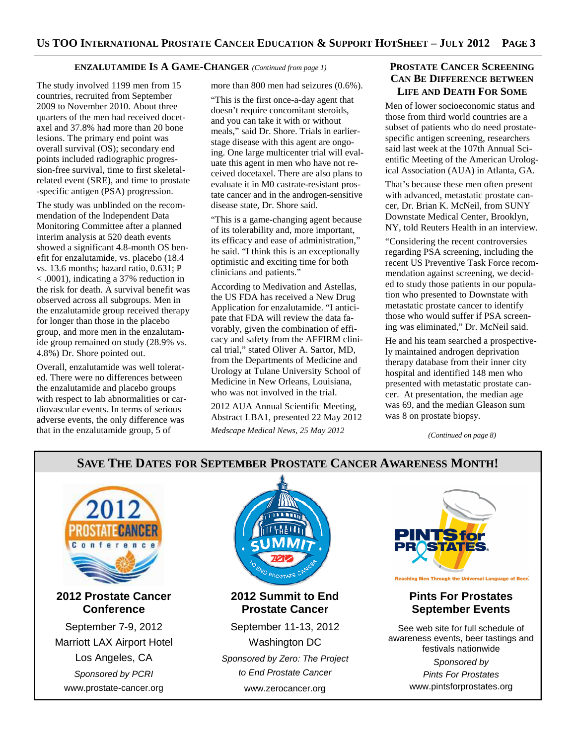## Enzalutamide Is A Game-Changer *(Continued from page 1)*

The study involved 1199 men from 15 countries, recruited from September 2009 to November 2010. About three quarters of the men had received docetaxel and 37.8% had more than 20 bone lesions. The primary end point was overall survival (OS); secondary end points included radiographic progression-free survival, time to first skeletal-related event (SRE), and time to prostate-specific antigen (PSA) progression.

The study was unblinded on the recommendation of the Independent Data Monitoring Committee after a planned interim analysis at 520 death events showed a significant 4.8-month OS benefit for enzalutamide, vs. placebo (18.4 vs. 13.6 months; hazard ratio, 0.631; P < .0001), indicating a 37% reduction in the risk for death. A survival benefit was observed across all subgroups. Men in the enzalutamide group received therapy for longer than those in the placebo group, and more men in the enzalutamide group remained on study (28.9% vs. 4.8%) Dr. Shore pointed out.

Overall, enzalutamide was well tolerated. There were no differences between the enzalutamide and placebo groups with respect to lab abnormalities or cardiovascular events. In terms of serious adverse events, the only difference was that in the enzalutamide group, 5 of more than 800 men had seizures (0.6%).

"This is the first once-a-day agent that doesn't require concomitant steroids, and you can take it with or without meals," said Dr. Shore. Trials in earlier-stage disease with this agent are ongoing. One large multicenter trial will evaluate this agent in men who have not received docetaxel. There are also plans to evaluate it in M0 castrate-resistant prostate cancer and in the androgen-sensitive disease state, Dr. Shore said.

"This is a game-changing agent because of its tolerability and, more important, its efficacy and ease of administration," he said. "I think this is an exceptionally optimistic and exciting time for both clinicians and patients."

According to Medivation and Astellas, the US FDA has received a New Drug Application for enzalutamide. "I anticipate that FDA will review the data favorably, given the combination of efficacy and safety from the AFFIRM clinical trial," stated Oliver A. Sartor, MD, from the Departments of Medicine and Urology at Tulane University School of Medicine in New Orleans, Louisiana, who was not involved in the trial.

2012 AUA Annual Scientific Meeting, Abstract LBA1, presented 22 May 2012

*Medscape Medical News, 25 May 2012*

## Prostate Cancer Screening Can Be Difference Between Life and Death For Some

Men of lower socioeconomic status and those from third world countries are a subset of patients who do need prostate-specific antigen screening, researchers said last week at the 107th Annual Scientific Meeting of the American Urological Association (AUA) in Atlanta, GA.

That's because these men often present with advanced, metastatic prostate cancer, Dr. Brian K. McNeil, from SUNY Downstate Medical Center, Brooklyn, NY, told Reuters Health in an interview.

"Considering the recent controversies regarding PSA screening, including the recent US Preventive Task Force recommendation against screening, we decided to study those patients in our population who presented to Downstate with metastatic prostate cancer to identify those who would suffer if PSA screening was eliminated," Dr. McNeil said.

He and his team searched a prospectively maintained androgen deprivation therapy database from their inner city hospital and identified 148 men who presented with metastatic prostate cancer. At presentation, the median age was 69, and the median Gleason sum was 8 on prostate biopsy.

*(Continued on page 8)*

## Save The Dates for September Prostate Cancer Awareness Month!

**2012 Prostate Cancer Conference**

September 7-9, 2012
Marriott LAX Airport Hotel
Los Angeles, CA
*Sponsored by PCRI*
www.prostate-cancer.org

**2012 Summit to End Prostate Cancer**

September 11-13, 2012
Washington DC
*Sponsored by Zero: The Project to End Prostate Cancer*
www.zerocancer.org

**Pints For Prostates September Events**

Reaching Men Through the Universal Language of Beer.

See web site for full schedule of awareness events, beer tastings and festivals nationwide
*Sponsored by Pints For Prostates*
www.pintsforprostates.org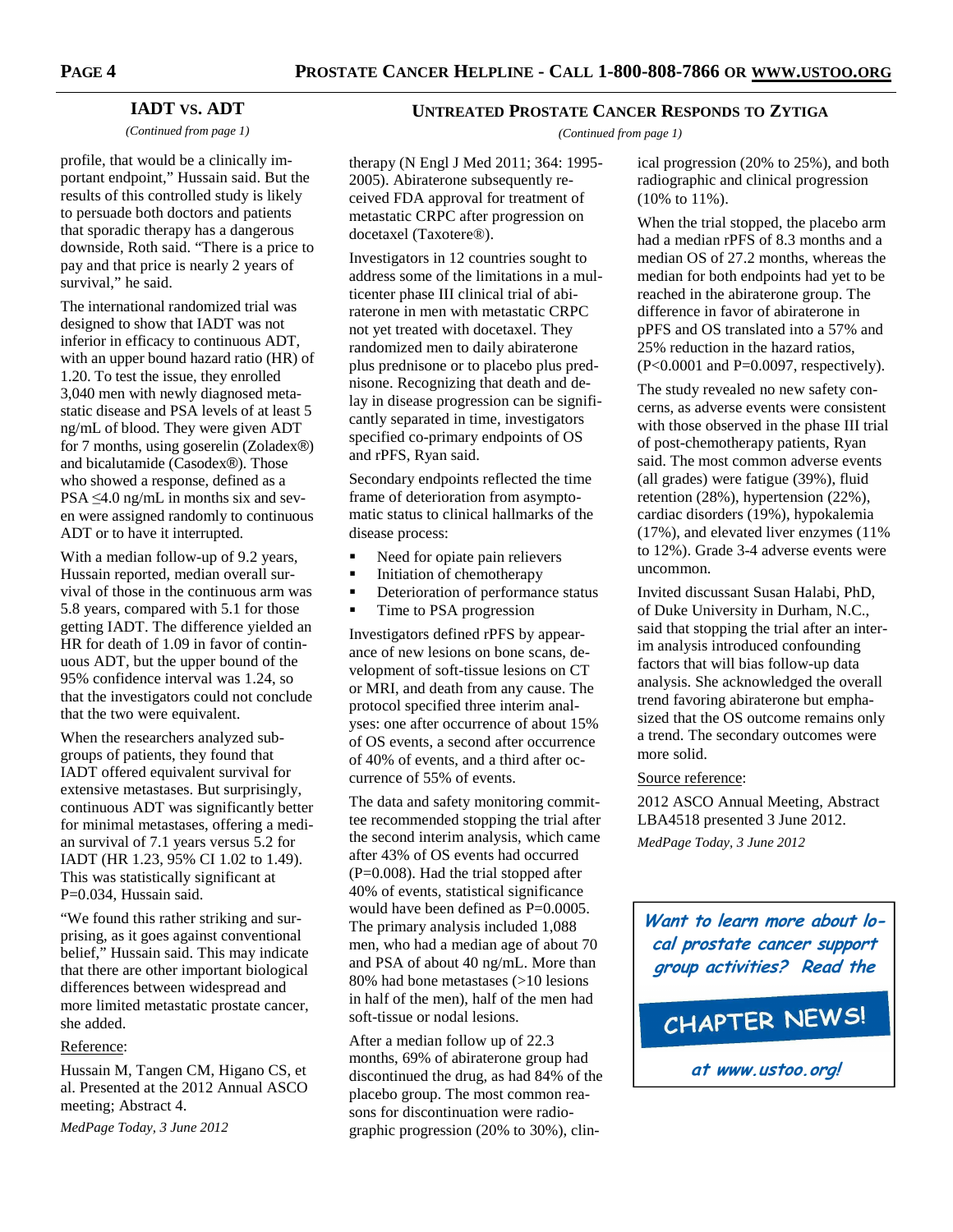## IADT vs. ADT

*(Continued from page 1)*

profile, that would be a clinically important endpoint," Hussain said. But the results of this controlled study is likely to persuade both doctors and patients that sporadic therapy has a dangerous downside, Roth said. "There is a price to pay and that price is nearly 2 years of survival," he said.

The international randomized trial was designed to show that IADT was not inferior in efficacy to continuous ADT, with an upper bound hazard ratio (HR) of 1.20. To test the issue, they enrolled 3,040 men with newly diagnosed metastatic disease and PSA levels of at least 5 ng/mL of blood. They were given ADT for 7 months, using goserelin (Zoladex®) and bicalutamide (Casodex®). Those who showed a response, defined as a PSA ≤4.0 ng/mL in months six and seven were assigned randomly to continuous ADT or to have it interrupted.

With a median follow-up of 9.2 years, Hussain reported, median overall survival of those in the continuous arm was 5.8 years, compared with 5.1 for those getting IADT. The difference yielded an HR for death of 1.09 in favor of continuous ADT, but the upper bound of the 95% confidence interval was 1.24, so that the investigators could not conclude that the two were equivalent.

When the researchers analyzed subgroups of patients, they found that IADT offered equivalent survival for extensive metastases. But surprisingly, continuous ADT was significantly better for minimal metastases, offering a median survival of 7.1 years versus 5.2 for IADT (HR 1.23, 95% CI 1.02 to 1.49). This was statistically significant at P=0.034, Hussain said.

"We found this rather striking and surprising, as it goes against conventional belief," Hussain said. This may indicate that there are other important biological differences between widespread and more limited metastatic prostate cancer, she added.

Reference:

Hussain M, Tangen CM, Higano CS, et al. Presented at the 2012 Annual ASCO meeting; Abstract 4.

*MedPage Today, 3 June 2012*

## Untreated Prostate Cancer Responds to Zytiga

*(Continued from page 1)*

therapy (N Engl J Med 2011; 364: 1995-2005). Abiraterone subsequently received FDA approval for treatment of metastatic CRPC after progression on docetaxel (Taxotere®).

Investigators in 12 countries sought to address some of the limitations in a multicenter phase III clinical trial of abiraterone in men with metastatic CRPC not yet treated with docetaxel. They randomized men to daily abiraterone plus prednisone or to placebo plus prednisone. Recognizing that death and delay in disease progression can be significantly separated in time, investigators specified co-primary endpoints of OS and rPFS, Ryan said.

Secondary endpoints reflected the time frame of deterioration from asymptomatic status to clinical hallmarks of the disease process:

- Need for opiate pain relievers
- Initiation of chemotherapy
- Deterioration of performance status
- Time to PSA progression

Investigators defined rPFS by appearance of new lesions on bone scans, development of soft-tissue lesions on CT or MRI, and death from any cause. The protocol specified three interim analyses: one after occurrence of about 15% of OS events, a second after occurrence of 40% of events, and a third after occurrence of 55% of events.

The data and safety monitoring committee recommended stopping the trial after the second interim analysis, which came after 43% of OS events had occurred (P=0.008). Had the trial stopped after 40% of events, statistical significance would have been defined as P=0.0005. The primary analysis included 1,088 men, who had a median age of about 70 and PSA of about 40 ng/mL. More than 80% had bone metastases (>10 lesions in half of the men), half of the men had soft-tissue or nodal lesions.

After a median follow up of 22.3 months, 69% of abiraterone group had discontinued the drug, as had 84% of the placebo group. The most common reasons for discontinuation were radiographic progression (20% to 30%), clinical progression (20% to 25%), and both radiographic and clinical progression (10% to 11%).

When the trial stopped, the placebo arm had a median rPFS of 8.3 months and a median OS of 27.2 months, whereas the median for both endpoints had yet to be reached in the abiraterone group. The difference in favor of abiraterone in pPFS and OS translated into a 57% and 25% reduction in the hazard ratios, (P<0.0001 and P=0.0097, respectively).

The study revealed no new safety concerns, as adverse events were consistent with those observed in the phase III trial of post-chemotherapy patients, Ryan said. The most common adverse events (all grades) were fatigue (39%), fluid retention (28%), hypertension (22%), cardiac disorders (19%), hypokalemia (17%), and elevated liver enzymes (11% to 12%). Grade 3-4 adverse events were uncommon.

Invited discussant Susan Halabi, PhD, of Duke University in Durham, N.C., said that stopping the trial after an interim analysis introduced confounding factors that will bias follow-up data analysis. She acknowledged the overall trend favoring abiraterone but emphasized that the OS outcome remains only a trend. The secondary outcomes were more solid.

Source reference:

2012 ASCO Annual Meeting, Abstract LBA4518 presented 3 June 2012.

*MedPage Today, 3 June 2012*

**Want to learn more about local prostate cancer support group activities? Read the**

**CHAPTER NEWS!**

**at www.ustoo.org!**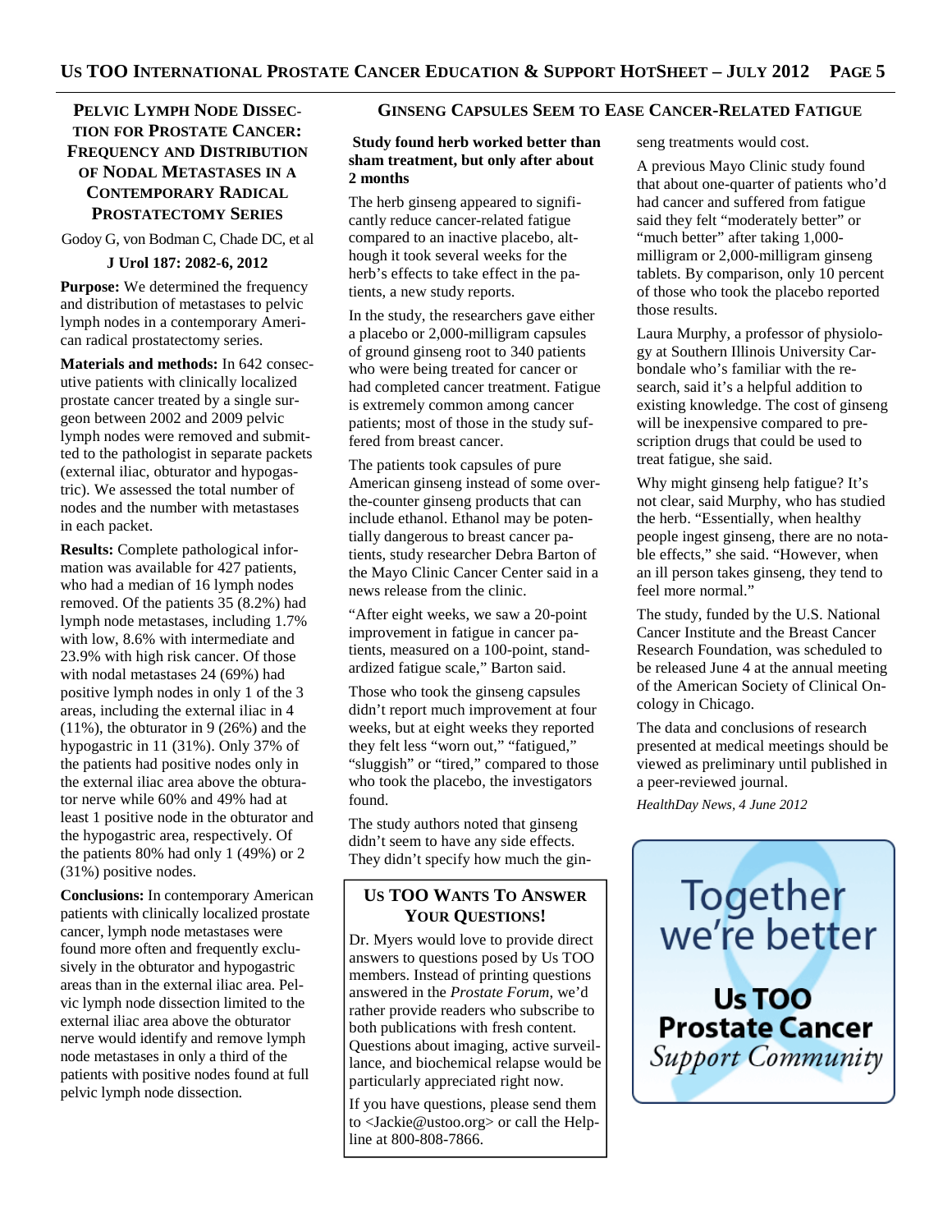## Pelvic Lymph Node Dissection for Prostate Cancer: Frequency and Distribution of Nodal Metastases in a Contemporary Radical Prostatectomy Series

Godoy G, von Bodman C, Chade DC, et al

**J Urol 187: 2082-6, 2012**

**Purpose:** We determined the frequency and distribution of metastases to pelvic lymph nodes in a contemporary American radical prostatectomy series.

**Materials and methods:** In 642 consecutive patients with clinically localized prostate cancer treated by a single surgeon between 2002 and 2009 pelvic lymph nodes were removed and submitted to the pathologist in separate packets (external iliac, obturator and hypogastric). We assessed the total number of nodes and the number with metastases in each packet.

**Results:** Complete pathological information was available for 427 patients, who had a median of 16 lymph nodes removed. Of the patients 35 (8.2%) had lymph node metastases, including 1.7% with low, 8.6% with intermediate and 23.9% with high risk cancer. Of those with nodal metastases 24 (69%) had positive lymph nodes in only 1 of the 3 areas, including the external iliac in 4 (11%), the obturator in 9 (26%) and the hypogastric in 11 (31%). Only 37% of the patients had positive nodes only in the external iliac area above the obturator nerve while 60% and 49% had at least 1 positive node in the obturator and the hypogastric area, respectively. Of the patients 80% had only 1 (49%) or 2 (31%) positive nodes.

**Conclusions:** In contemporary American patients with clinically localized prostate cancer, lymph node metastases were found more often and frequently exclusively in the obturator and hypogastric areas than in the external iliac area. Pelvic lymph node dissection limited to the external iliac area above the obturator nerve would identify and remove lymph node metastases in only a third of the patients with positive nodes found at full pelvic lymph node dissection.

## Ginseng Capsules Seem to Ease Cancer-Related Fatigue

**Study found herb worked better than sham treatment, but only after about 2 months**

The herb ginseng appeared to significantly reduce cancer-related fatigue compared to an inactive placebo, although it took several weeks for the herb's effects to take effect in the patients, a new study reports.

In the study, the researchers gave either a placebo or 2,000-milligram capsules of ground ginseng root to 340 patients who were being treated for cancer or had completed cancer treatment. Fatigue is extremely common among cancer patients; most of those in the study suffered from breast cancer.

The patients took capsules of pure American ginseng instead of some over-the-counter ginseng products that can include ethanol. Ethanol may be potentially dangerous to breast cancer patients, study researcher Debra Barton of the Mayo Clinic Cancer Center said in a news release from the clinic.

"After eight weeks, we saw a 20-point improvement in fatigue in cancer patients, measured on a 100-point, standardized fatigue scale," Barton said.

Those who took the ginseng capsules didn't report much improvement at four weeks, but at eight weeks they reported they felt less "worn out," "fatigued," "sluggish" or "tired," compared to those who took the placebo, the investigators found.

The study authors noted that ginseng didn't seem to have any side effects. They didn't specify how much the ginseng treatments would cost.

A previous Mayo Clinic study found that about one-quarter of patients who'd had cancer and suffered from fatigue said they felt "moderately better" or "much better" after taking 1,000-milligram or 2,000-milligram ginseng tablets. By comparison, only 10 percent of those who took the placebo reported those results.

Laura Murphy, a professor of physiology at Southern Illinois University Carbondale who's familiar with the research, said it's a helpful addition to existing knowledge. The cost of ginseng will be inexpensive compared to prescription drugs that could be used to treat fatigue, she said.

Why might ginseng help fatigue? It's not clear, said Murphy, who has studied the herb. "Essentially, when healthy people ingest ginseng, there are no notable effects," she said. "However, when an ill person takes ginseng, they tend to feel more normal."

The study, funded by the U.S. National Cancer Institute and the Breast Cancer Research Foundation, was scheduled to be released June 4 at the annual meeting of the American Society of Clinical Oncology in Chicago.

The data and conclusions of research presented at medical meetings should be viewed as preliminary until published in a peer-reviewed journal.

*HealthDay News, 4 June 2012*

### Us TOO Wants To Answer Your Questions!

Dr. Myers would love to provide direct answers to questions posed by Us TOO members. Instead of printing questions answered in the *Prostate Forum*, we'd rather provide readers who subscribe to both publications with fresh content. Questions about imaging, active surveillance, and biochemical relapse would be particularly appreciated right now.

If you have questions, please send them to <Jackie@ustoo.org> or call the Helpline at 800-808-7866.

Together we're better

**Us TOO Prostate Cancer** *Support Community*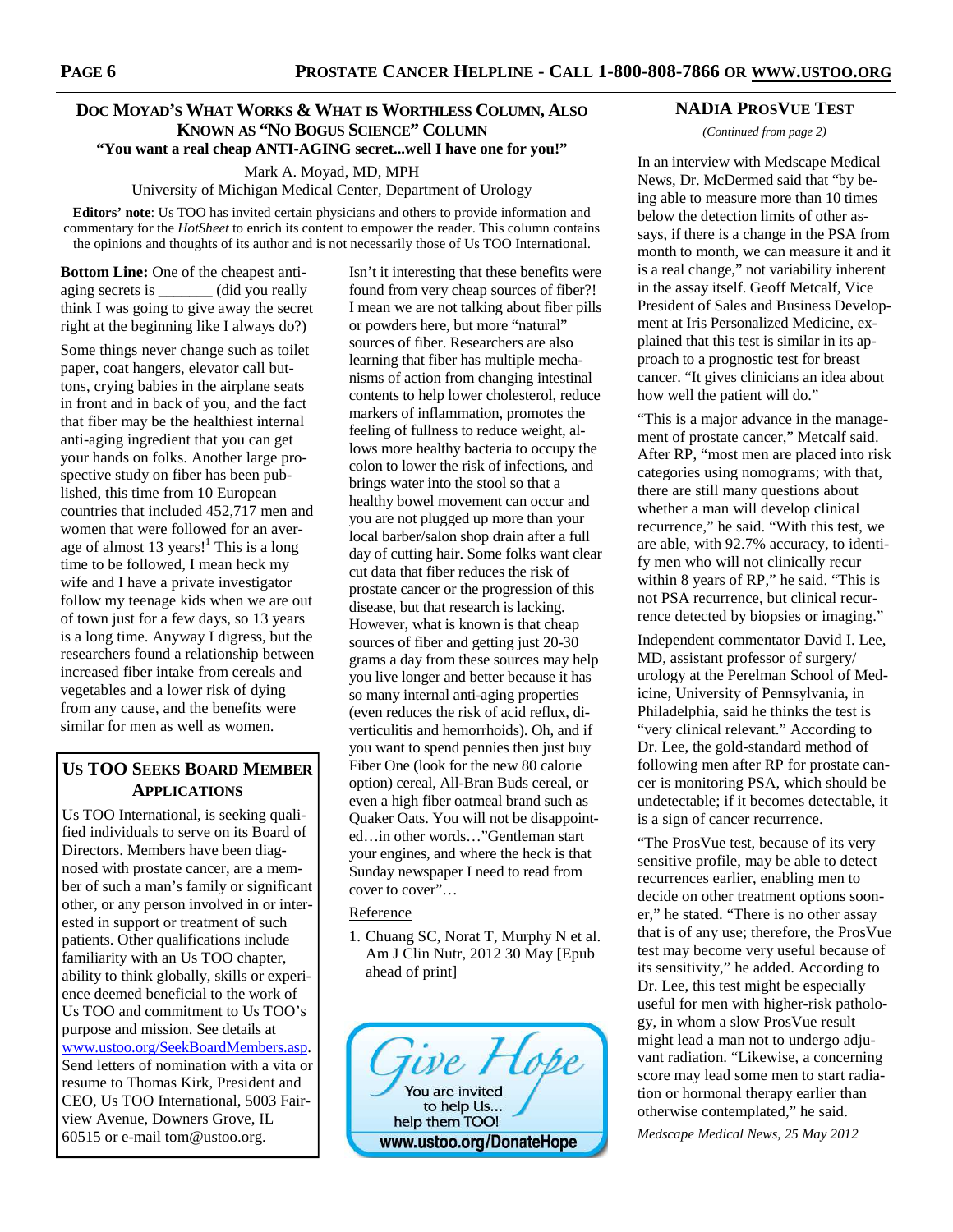## DOC MOYAD'S WHAT WORKS & WHAT IS WORTHLESS COLUMN, ALSO KNOWN AS "NO BOGUS SCIENCE" COLUMN

**"You want a real cheap ANTI-AGING secret...well I have one for you!"**

Mark A. Moyad, MD, MPH
University of Michigan Medical Center, Department of Urology

**Editors' note**: Us TOO has invited certain physicians and others to provide information and commentary for the *HotSheet* to enrich its content to empower the reader. This column contains the opinions and thoughts of its author and is not necessarily those of Us TOO International.

**Bottom Line:** One of the cheapest anti-aging secrets is _______ (did you really think I was going to give away the secret right at the beginning like I always do?)

Some things never change such as toilet paper, coat hangers, elevator call buttons, crying babies in the airplane seats in front and in back of you, and the fact that fiber may be the healthiest internal anti-aging ingredient that you can get your hands on folks. Another large prospective study on fiber has been published, this time from 10 European countries that included 452,717 men and women that were followed for an average of almost 13 years![1] This is a long time to be followed, I mean heck my wife and I have a private investigator follow my teenage kids when we are out of town just for a few days, so 13 years is a long time. Anyway I digress, but the researchers found a relationship between increased fiber intake from cereals and vegetables and a lower risk of dying from any cause, and the benefits were similar for men as well as women.

Isn't it interesting that these benefits were found from very cheap sources of fiber?! I mean we are not talking about fiber pills or powders here, but more "natural" sources of fiber. Researchers are also learning that fiber has multiple mechanisms of action from changing intestinal contents to help lower cholesterol, reduce markers of inflammation, promotes the feeling of fullness to reduce weight, allows more healthy bacteria to occupy the colon to lower the risk of infections, and brings water into the stool so that a healthy bowel movement can occur and you are not plugged up more than your local barber/salon shop drain after a full day of cutting hair. Some folks want clear cut data that fiber reduces the risk of prostate cancer or the progression of this disease, but that research is lacking. However, what is known is that cheap sources of fiber and getting just 20-30 grams a day from these sources may help you live longer and better because it has so many internal anti-aging properties (even reduces the risk of acid reflux, diverticulitis and hemorrhoids). Oh, and if you want to spend pennies then just buy Fiber One (look for the new 80 calorie option) cereal, All-Bran Buds cereal, or even a high fiber oatmeal brand such as Quaker Oats. You will not be disappointed…in other words…"Gentleman start your engines, and where the heck is that Sunday newspaper I need to read from cover to cover"…

Reference

1. Chuang SC, Norat T, Murphy N et al. Am J Clin Nutr, 2012 30 May [Epub ahead of print]

## US TOO SEEKS BOARD MEMBER APPLICATIONS

Us TOO International, is seeking qualified individuals to serve on its Board of Directors. Members have been diagnosed with prostate cancer, are a member of such a man's family or significant other, or any person involved in or interested in support or treatment of such patients. Other qualifications include familiarity with an Us TOO chapter, ability to think globally, skills or experience deemed beneficial to the work of Us TOO and commitment to Us TOO's purpose and mission. See details at www.ustoo.org/SeekBoardMembers.asp. Send letters of nomination with a vita or resume to Thomas Kirk, President and CEO, Us TOO International, 5003 Fairview Avenue, Downers Grove, IL 60515 or e-mail tom@ustoo.org.

Give Hope
You are invited to help Us... help them TOO!
www.ustoo.org/DonateHope

## NADIA PROSVUE TEST

*(Continued from page 2)*

In an interview with Medscape Medical News, Dr. McDermed said that "by being able to measure more than 10 times below the detection limits of other assays, if there is a change in the PSA from month to month, we can measure it and it is a real change," not variability inherent in the assay itself. Geoff Metcalf, Vice President of Sales and Business Development at Iris Personalized Medicine, explained that this test is similar in its approach to a prognostic test for breast cancer. "It gives clinicians an idea about how well the patient will do."

"This is a major advance in the management of prostate cancer," Metcalf said. After RP, "most men are placed into risk categories using nomograms; with that, there are still many questions about whether a man will develop clinical recurrence," he said. "With this test, we are able, with 92.7% accuracy, to identify men who will not clinically recur within 8 years of RP," he said. "This is not PSA recurrence, but clinical recurrence detected by biopsies or imaging."

Independent commentator David I. Lee, MD, assistant professor of surgery/urology at the Perelman School of Medicine, University of Pennsylvania, in Philadelphia, said he thinks the test is "very clinical relevant." According to Dr. Lee, the gold-standard method of following men after RP for prostate cancer is monitoring PSA, which should be undetectable; if it becomes detectable, it is a sign of cancer recurrence.

"The ProsVue test, because of its very sensitive profile, may be able to detect recurrences earlier, enabling men to decide on other treatment options sooner," he stated. "There is no other assay that is of any use; therefore, the ProsVue test may become very useful because of its sensitivity," he added. According to Dr. Lee, this test might be especially useful for men with higher-risk pathology, in whom a slow ProsVue result might lead a man not to undergo adjuvant radiation. "Likewise, a concerning score may lead some men to start radiation or hormonal therapy earlier than otherwise contemplated," he said.

*Medscape Medical News, 25 May 2012*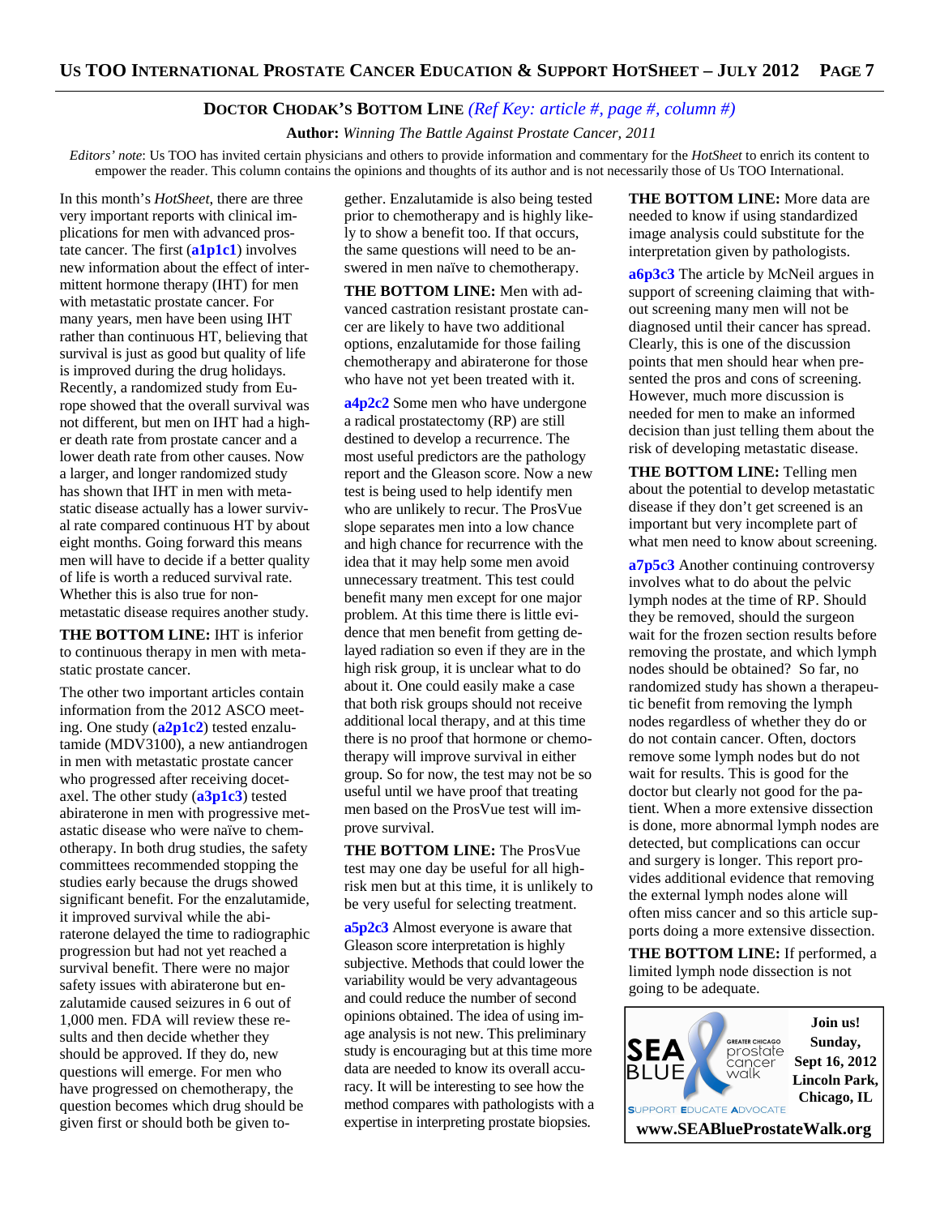## DOCTOR CHODAK'S BOTTOM LINE *(Ref Key: article #, page #, column #)*

**Author:** *Winning The Battle Against Prostate Cancer, 2011*

*Editors' note*: Us TOO has invited certain physicians and others to provide information and commentary for the *HotSheet* to enrich its content to empower the reader. This column contains the opinions and thoughts of its author and is not necessarily those of Us TOO International.

In this month's *HotSheet*, there are three very important reports with clinical implications for men with advanced prostate cancer. The first (**a1p1c1**) involves new information about the effect of intermittent hormone therapy (IHT) for men with metastatic prostate cancer. For many years, men have been using IHT rather than continuous HT, believing that survival is just as good but quality of life is improved during the drug holidays. Recently, a randomized study from Europe showed that the overall survival was not different, but men on IHT had a higher death rate from prostate cancer and a lower death rate from other causes. Now a larger, and longer randomized study has shown that IHT in men with metastatic disease actually has a lower survival rate compared continuous HT by about eight months. Going forward this means men will have to decide if a better quality of life is worth a reduced survival rate. Whether this is also true for non-metastatic disease requires another study.

**THE BOTTOM LINE:** IHT is inferior to continuous therapy in men with metastatic prostate cancer.

The other two important articles contain information from the 2012 ASCO meeting. One study (**a2p1c2**) tested enzalutamide (MDV3100), a new antiandrogen in men with metastatic prostate cancer who progressed after receiving docetaxel. The other study (**a3p1c3**) tested abiraterone in men with progressive metastatic disease who were naïve to chemotherapy. In both drug studies, the safety committees recommended stopping the studies early because the drugs showed significant benefit. For the enzalutamide, it improved survival while the abiraterone delayed the time to radiographic progression but had not yet reached a survival benefit. There were no major safety issues with abiraterone but enzalutamide caused seizures in 6 out of 1,000 men. FDA will review these results and then decide whether they should be approved. If they do, new questions will emerge. For men who have progressed on chemotherapy, the question becomes which drug should be given first or should both be given together. Enzalutamide is also being tested prior to chemotherapy and is highly likely to show a benefit too. If that occurs, the same questions will need to be answered in men naïve to chemotherapy.

**THE BOTTOM LINE:** Men with advanced castration resistant prostate cancer are likely to have two additional options, enzalutamide for those failing chemotherapy and abiraterone for those who have not yet been treated with it.

**a4p2c2** Some men who have undergone a radical prostatectomy (RP) are still destined to develop a recurrence. The most useful predictors are the pathology report and the Gleason score. Now a new test is being used to help identify men who are unlikely to recur. The ProsVue slope separates men into a low chance and high chance for recurrence with the idea that it may help some men avoid unnecessary treatment. This test could benefit many men except for one major problem. At this time there is little evidence that men benefit from getting delayed radiation so even if they are in the high risk group, it is unclear what to do about it. One could easily make a case that both risk groups should not receive additional local therapy, and at this time there is no proof that hormone or chemotherapy will improve survival in either group. So for now, the test may not be so useful until we have proof that treating men based on the ProsVue test will improve survival.

**THE BOTTOM LINE:** The ProsVue test may one day be useful for all high-risk men but at this time, it is unlikely to be very useful for selecting treatment.

**a5p2c3** Almost everyone is aware that Gleason score interpretation is highly subjective. Methods that could lower the variability would be very advantageous and could reduce the number of second opinions obtained. The idea of using image analysis is not new. This preliminary study is encouraging but at this time more data are needed to know its overall accuracy. It will be interesting to see how the method compares with pathologists with a expertise in interpreting prostate biopsies.

**THE BOTTOM LINE:** More data are needed to know if using standardized image analysis could substitute for the interpretation given by pathologists.

**a6p3c3** The article by McNeil argues in support of screening claiming that without screening many men will not be diagnosed until their cancer has spread. Clearly, this is one of the discussion points that men should hear when presented the pros and cons of screening. However, much more discussion is needed for men to make an informed decision than just telling them about the risk of developing metastatic disease.

**THE BOTTOM LINE:** Telling men about the potential to develop metastatic disease if they don't get screened is an important but very incomplete part of what men need to know about screening.

**a7p5c3** Another continuing controversy involves what to do about the pelvic lymph nodes at the time of RP. Should they be removed, should the surgeon wait for the frozen section results before removing the prostate, and which lymph nodes should be obtained? So far, no randomized study has shown a therapeutic benefit from removing the lymph nodes regardless of whether they do or do not contain cancer. Often, doctors remove some lymph nodes but do not wait for results. This is good for the doctor but clearly not good for the patient. When a more extensive dissection is done, more abnormal lymph nodes are detected, but complications can occur and surgery is longer. This report provides additional evidence that removing the external lymph nodes alone will often miss cancer and so this article supports doing a more extensive dissection.

**THE BOTTOM LINE:** If performed, a limited lymph node dissection is not going to be adequate.

SEA BLUE — Greater Chicago prostate cancer walk — SUPPORT EDUCATE ADVOCATE

**Join us! Sunday, Sept 16, 2012 Lincoln Park, Chicago, IL**

**www.SEABlueProstateWalk.org**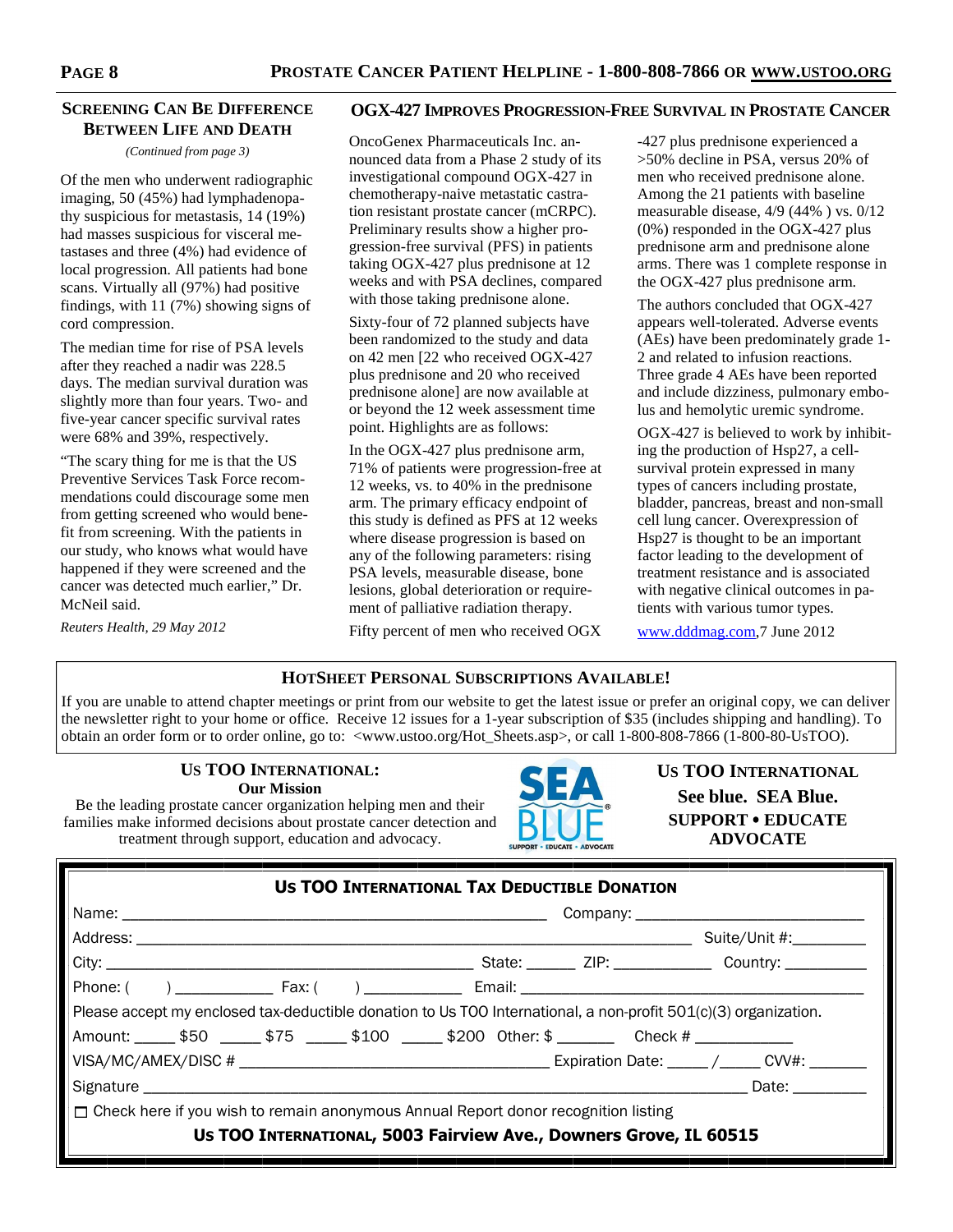## Screening Can Be Difference Between Life and Death

*(Continued from page 3)*

Of the men who underwent radiographic imaging, 50 (45%) had lymphadenopathy suspicious for metastasis, 14 (19%) had masses suspicious for visceral metastases and three (4%) had evidence of local progression. All patients had bone scans. Virtually all (97%) had positive findings, with 11 (7%) showing signs of cord compression.

The median time for rise of PSA levels after they reached a nadir was 228.5 days. The median survival duration was slightly more than four years. Two- and five-year cancer specific survival rates were 68% and 39%, respectively.

"The scary thing for me is that the US Preventive Services Task Force recommendations could discourage some men from getting screened who would benefit from screening. With the patients in our study, who knows what would have happened if they were screened and the cancer was detected much earlier," Dr. McNeil said.

*Reuters Health, 29 May 2012*

## OGX-427 Improves Progression-Free Survival in Prostate Cancer

OncoGenex Pharmaceuticals Inc. announced data from a Phase 2 study of its investigational compound OGX-427 in chemotherapy-naive metastatic castration resistant prostate cancer (mCRPC). Preliminary results show a higher progression-free survival (PFS) in patients taking OGX-427 plus prednisone at 12 weeks and with PSA declines, compared with those taking prednisone alone.

Sixty-four of 72 planned subjects have been randomized to the study and data on 42 men [22 who received OGX-427 plus prednisone and 20 who received prednisone alone] are now available at or beyond the 12 week assessment time point. Highlights are as follows:

In the OGX-427 plus prednisone arm, 71% of patients were progression-free at 12 weeks, vs. to 40% in the prednisone arm. The primary efficacy endpoint of this study is defined as PFS at 12 weeks where disease progression is based on any of the following parameters: rising PSA levels, measurable disease, bone lesions, global deterioration or requirement of palliative radiation therapy.

Fifty percent of men who received OGX-427 plus prednisone experienced a >50% decline in PSA, versus 20% of men who received prednisone alone. Among the 21 patients with baseline measurable disease, 4/9 (44% ) vs. 0/12 (0%) responded in the OGX-427 plus prednisone arm and prednisone alone arms. There was 1 complete response in the OGX-427 plus prednisone arm.

The authors concluded that OGX-427 appears well-tolerated. Adverse events (AEs) have been predominately grade 1-2 and related to infusion reactions. Three grade 4 AEs have been reported and include dizziness, pulmonary embolus and hemolytic uremic syndrome.

OGX-427 is believed to work by inhibiting the production of Hsp27, a cell-survival protein expressed in many types of cancers including prostate, bladder, pancreas, breast and non-small cell lung cancer. Overexpression of Hsp27 is thought to be an important factor leading to the development of treatment resistance and is associated with negative clinical outcomes in patients with various tumor types.

www.dddmag.com,7 June 2012

---

### HotSheet Personal Subscriptions Available!

If you are unable to attend chapter meetings or print from our website to get the latest issue or prefer an original copy, we can deliver the newsletter right to your home or office. Receive 12 issues for a 1-year subscription of $35 (includes shipping and handling). To obtain an order form or to order online, go to: <www.ustoo.org/Hot_Sheets.asp>, or call 1-800-808-7866 (1-800-80-UsTOO).

---

### Us TOO International: Our Mission

Be the leading prostate cancer organization helping men and their families make informed decisions about prostate cancer detection and treatment through support, education and advocacy.

SEA BLUE® SUPPORT • EDUCATE • ADVOCATE

**Us TOO International**
**See blue. SEA Blue.**
**SUPPORT • EDUCATE ADVOCATE**

---

### Us TOO International Tax Deductible Donation

Name: ______________________________ Company: ____________________

Address: ______________________________________ Suite/Unit #:_________

City: ____________________________ State: ______ ZIP: ____________ Country: __________

Phone: ( ) ____________ Fax: ( ) ____________ Email: ______________________________

Please accept my enclosed tax-deductible donation to Us TOO International, a non-profit 501(c)(3) organization.

Amount: _____ $50 _____ $75 _____ $100 _____ $200 Other: $ _______ Check # ____________

VISA/MC/AMEX/DISC # ______________________________ Expiration Date: _____ /_____ CVV#: _______

Signature ____________________________________________________ Date: _________

☐ Check here if you wish to remain anonymous Annual Report donor recognition listing

**Us TOO International, 5003 Fairview Ave., Downers Grove, IL 60515**